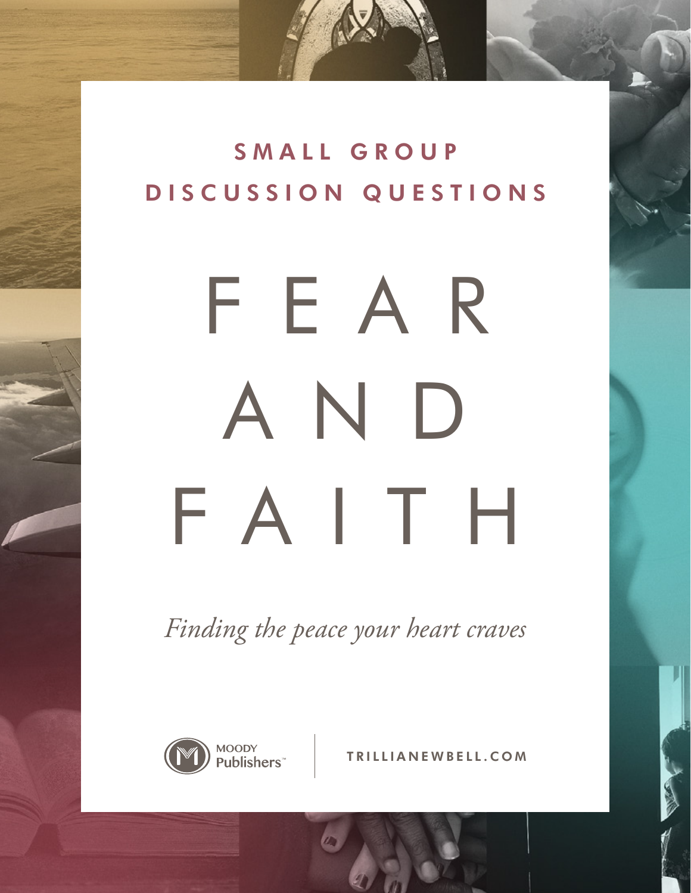## SMALL GROUP DISCUSSION QUESTIONS

# FEAR AND FAITH

*Finding the peace your heart craves*

MOODY Publishers

TRILLIANEWBELL.COM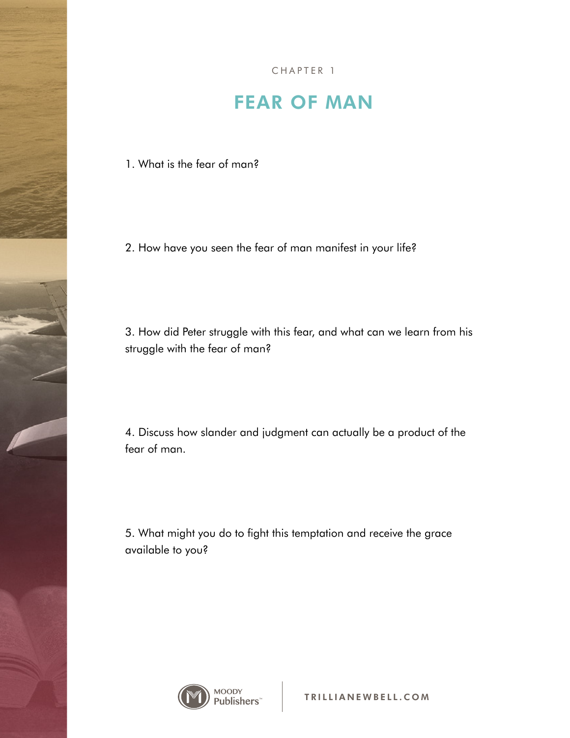CHAPTER 1

# FEAR OF MAN

1. What is the fear of man?

2. How have you seen the fear of man manifest in your life?

3. How did Peter struggle with this fear, and what can we learn from his struggle with the fear of man?

4. Discuss how slander and judgment can actually be a product of the fear of man.

5. What might you do to fight this temptation and receive the grace available to you?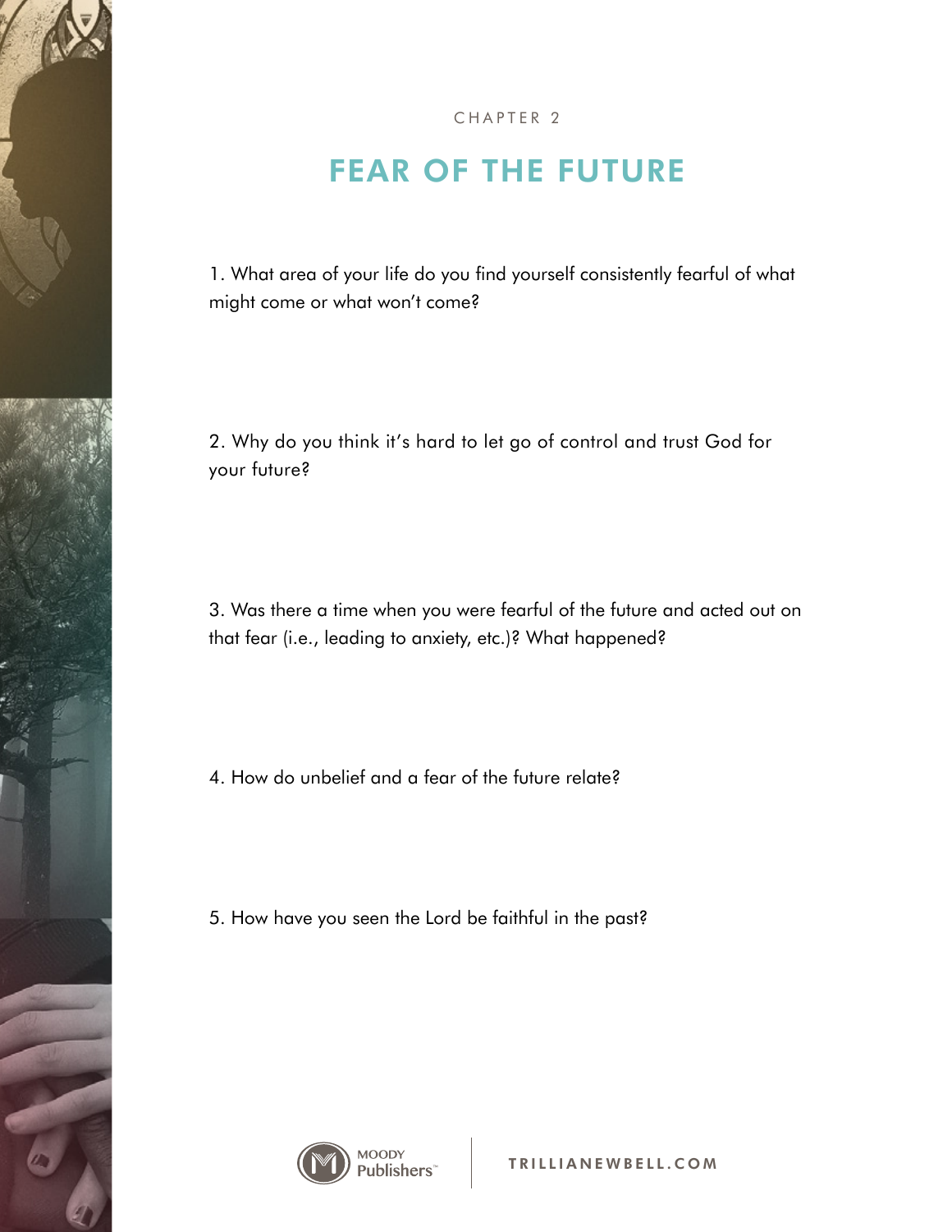CHAPTER 2

# FEAR OF THE FUTURE

1. What area of your life do you find yourself consistently fearful of what might come or what won't come?

2. Why do you think it's hard to let go of control and trust God for your future?

3. Was there a time when you were fearful of the future and acted out on that fear (i.e., leading to anxiety, etc.)? What happened?

4. How do unbelief and a fear of the future relate?

5. How have you seen the Lord be faithful in the past?

MOODY Publishers™ | TRILLIANEWBELL.COM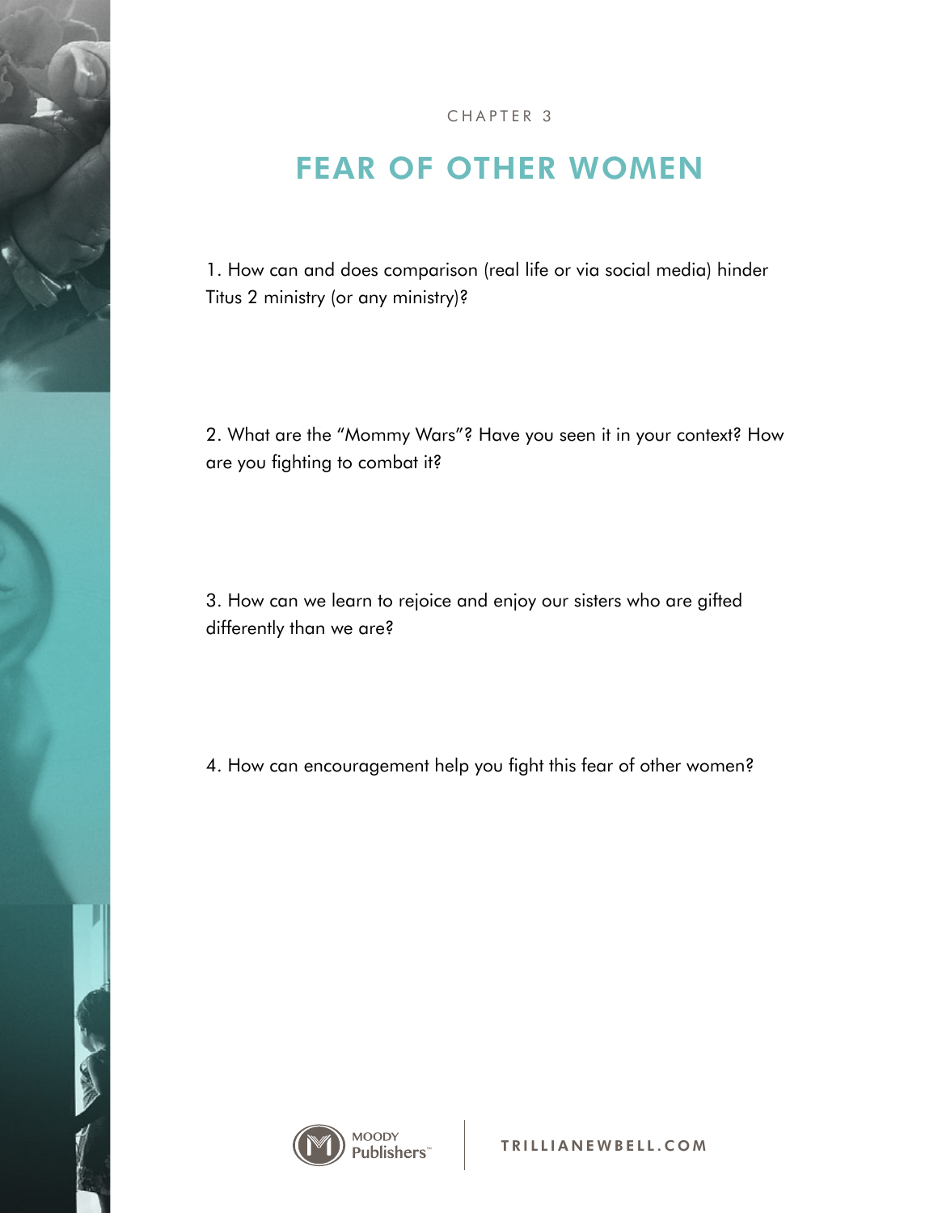CHAPTER 3

# FEAR OF OTHER WOMEN

1. How can and does comparison (real life or via social media) hinder Titus 2 ministry (or any ministry)?

2. What are the "Mommy Wars"? Have you seen it in your context? How are you fighting to combat it?

3. How can we learn to rejoice and enjoy our sisters who are gifted differently than we are?

4. How can encouragement help you fight this fear of other women?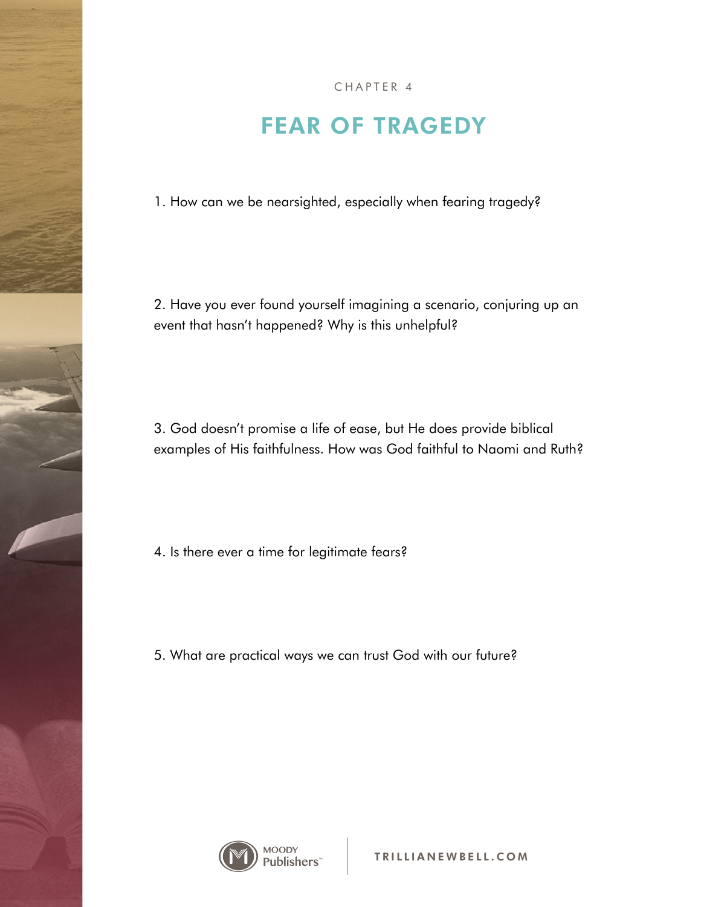CHAPTER 4

# FEAR OF TRAGEDY

1. How can we be nearsighted, especially when fearing tragedy?

2. Have you ever found yourself imagining a scenario, conjuring up an event that hasn't happened? Why is this unhelpful?

3. God doesn't promise a life of ease, but He does provide biblical examples of His faithfulness. How was God faithful to Naomi and Ruth?

4. Is there ever a time for legitimate fears?

5. What are practical ways we can trust God with our future?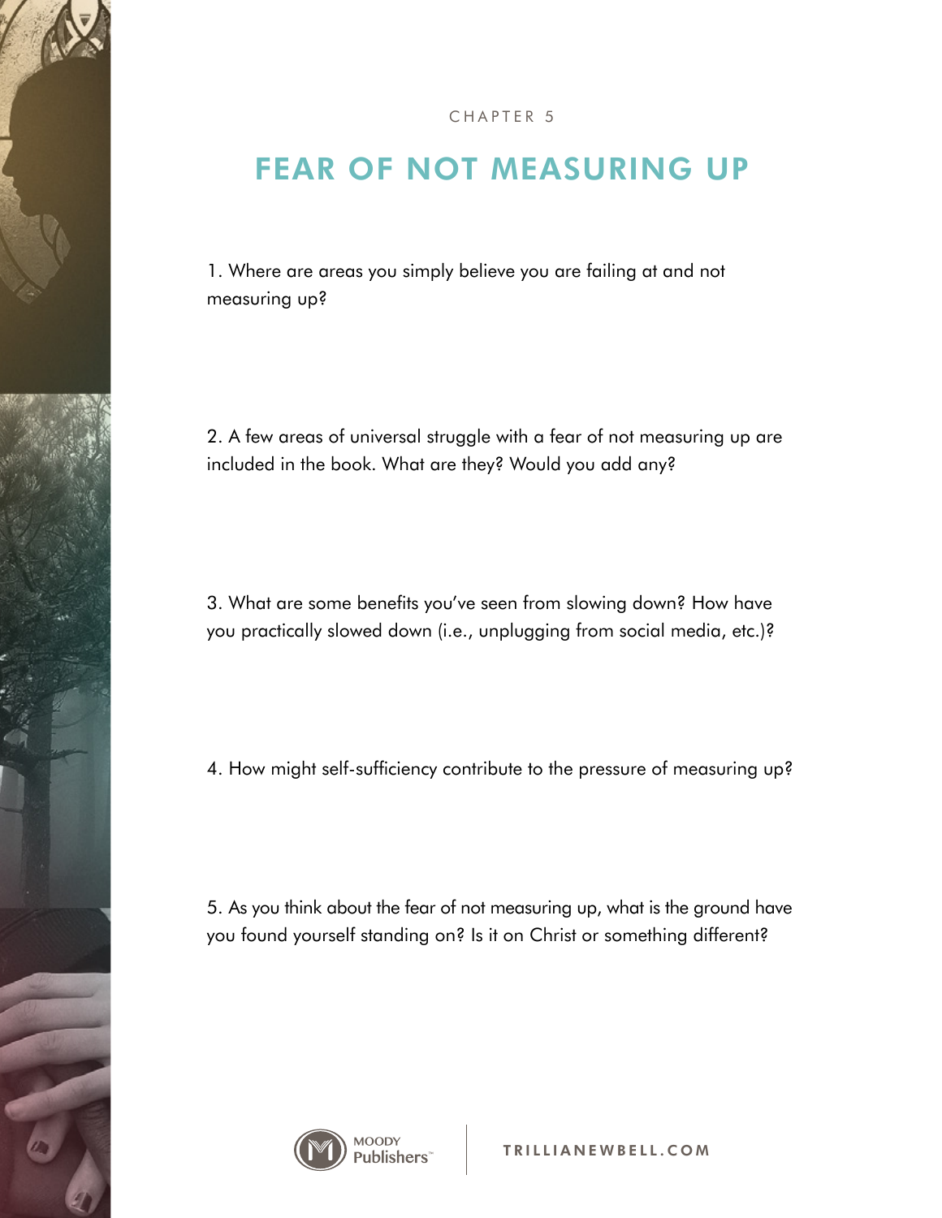CHAPTER 5

# FEAR OF NOT MEASURING UP

1. Where are areas you simply believe you are failing at and not measuring up?

2. A few areas of universal struggle with a fear of not measuring up are included in the book. What are they? Would you add any?

3. What are some benefits you've seen from slowing down? How have you practically slowed down (i.e., unplugging from social media, etc.)?

4. How might self-sufficiency contribute to the pressure of measuring up?

5. As you think about the fear of not measuring up, what is the ground have you found yourself standing on? Is it on Christ or something different?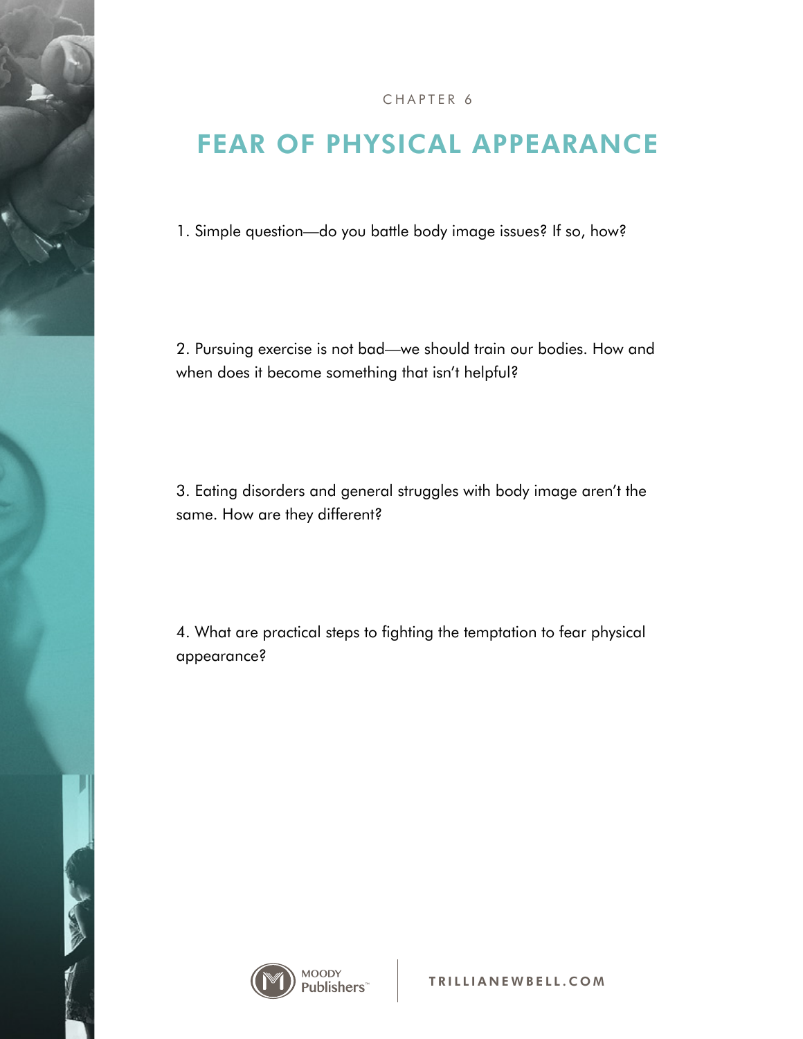CHAPTER 6

# FEAR OF PHYSICAL APPEARANCE

1. Simple question—do you battle body image issues? If so, how?

2. Pursuing exercise is not bad—we should train our bodies. How and when does it become something that isn't helpful?

3. Eating disorders and general struggles with body image aren't the same. How are they different?

4. What are practical steps to fighting the temptation to fear physical appearance?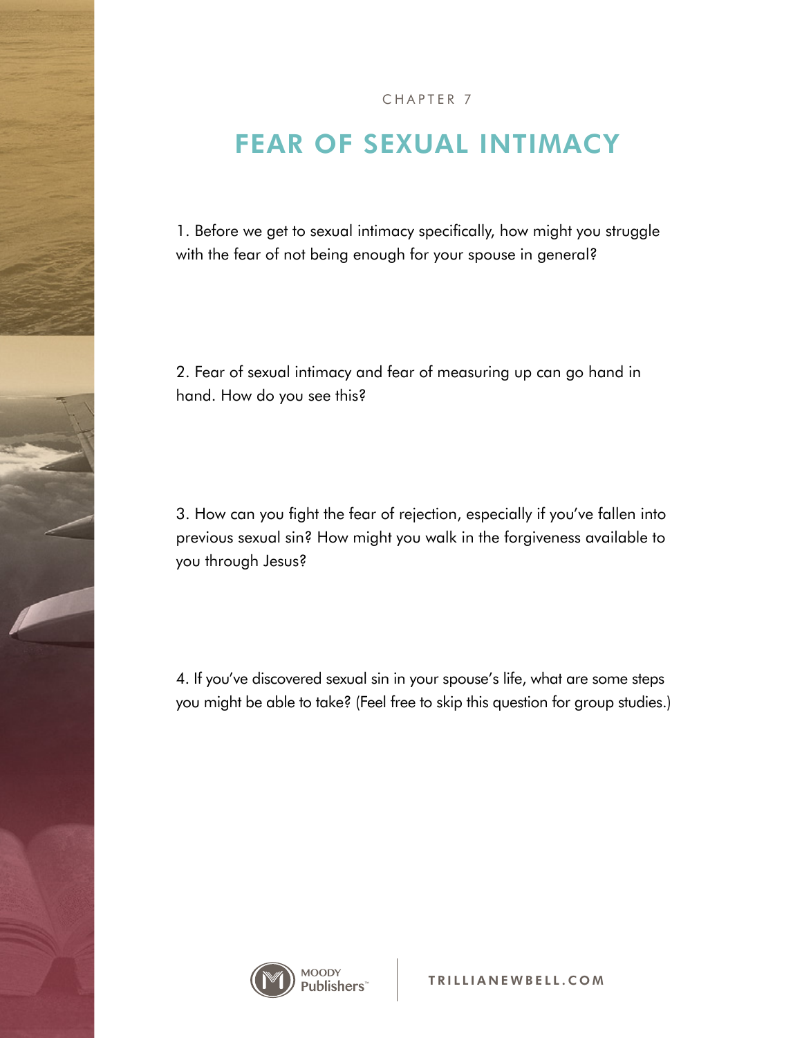CHAPTER 7

# FEAR OF SEXUAL INTIMACY

1. Before we get to sexual intimacy specifically, how might you struggle with the fear of not being enough for your spouse in general?

2. Fear of sexual intimacy and fear of measuring up can go hand in hand. How do you see this?

3. How can you fight the fear of rejection, especially if you've fallen into previous sexual sin? How might you walk in the forgiveness available to you through Jesus?

4. If you've discovered sexual sin in your spouse's life, what are some steps you might be able to take? (Feel free to skip this question for group studies.)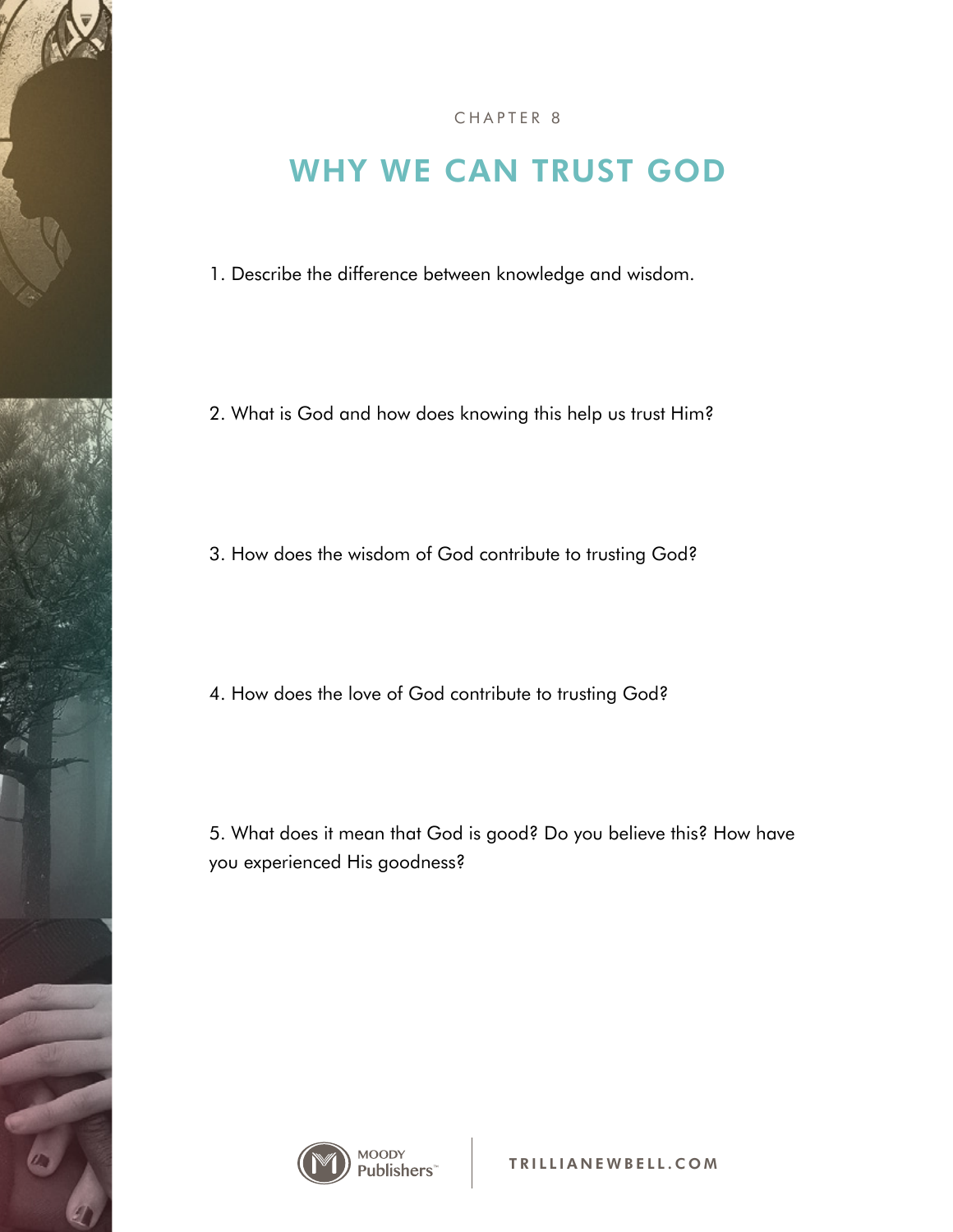CHAPTER 8

# WHY WE CAN TRUST GOD

1. Describe the difference between knowledge and wisdom.

2. What is God and how does knowing this help us trust Him?

3. How does the wisdom of God contribute to trusting God?

4. How does the love of God contribute to trusting God?

5. What does it mean that God is good? Do you believe this? How have you experienced His goodness?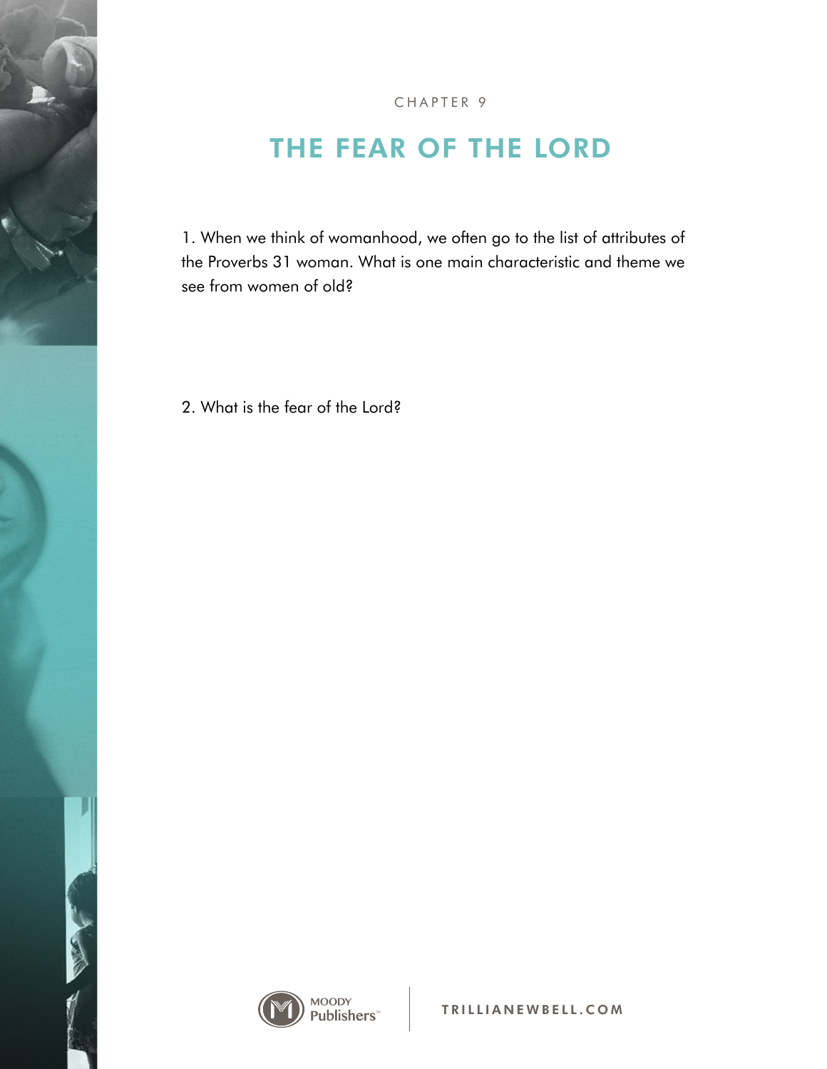CHAPTER 9

# THE FEAR OF THE LORD

1. When we think of womanhood, we often go to the list of attributes of the Proverbs 31 woman. What is one main characteristic and theme we see from women of old?

2. What is the fear of the Lord?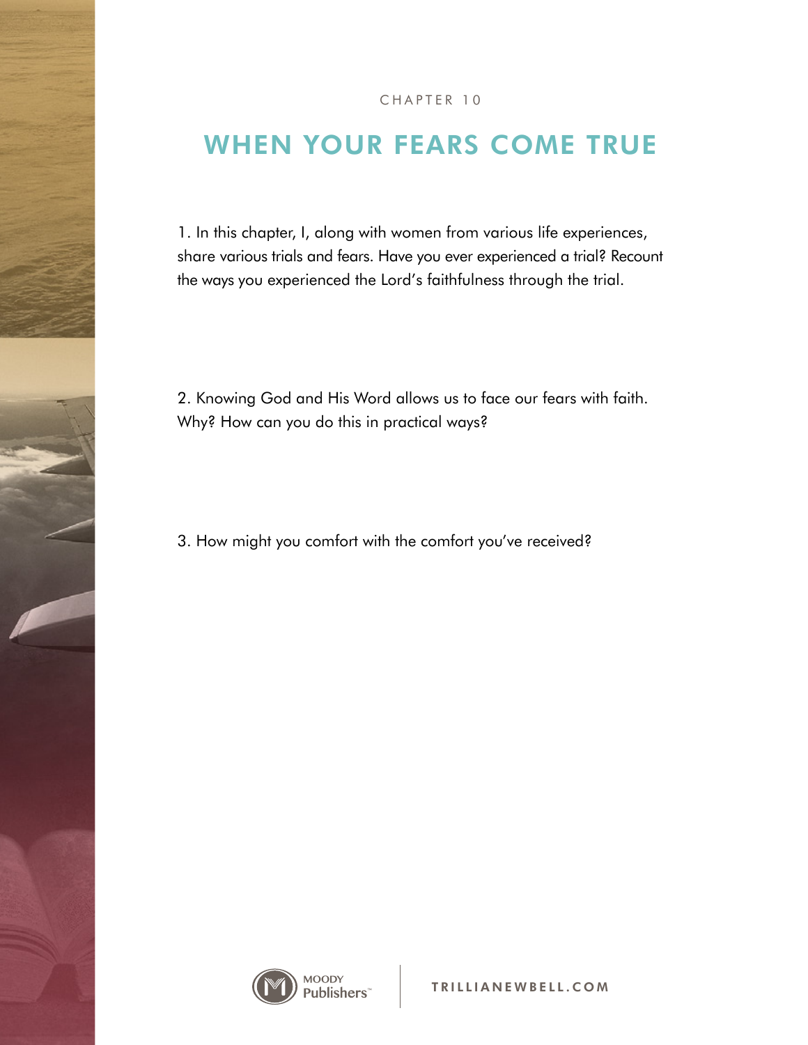CHAPTER 10

# WHEN YOUR FEARS COME TRUE

1. In this chapter, I, along with women from various life experiences, share various trials and fears. Have you ever experienced a trial? Recount the ways you experienced the Lord's faithfulness through the trial.

2. Knowing God and His Word allows us to face our fears with faith. Why? How can you do this in practical ways?

3. How might you comfort with the comfort you've received?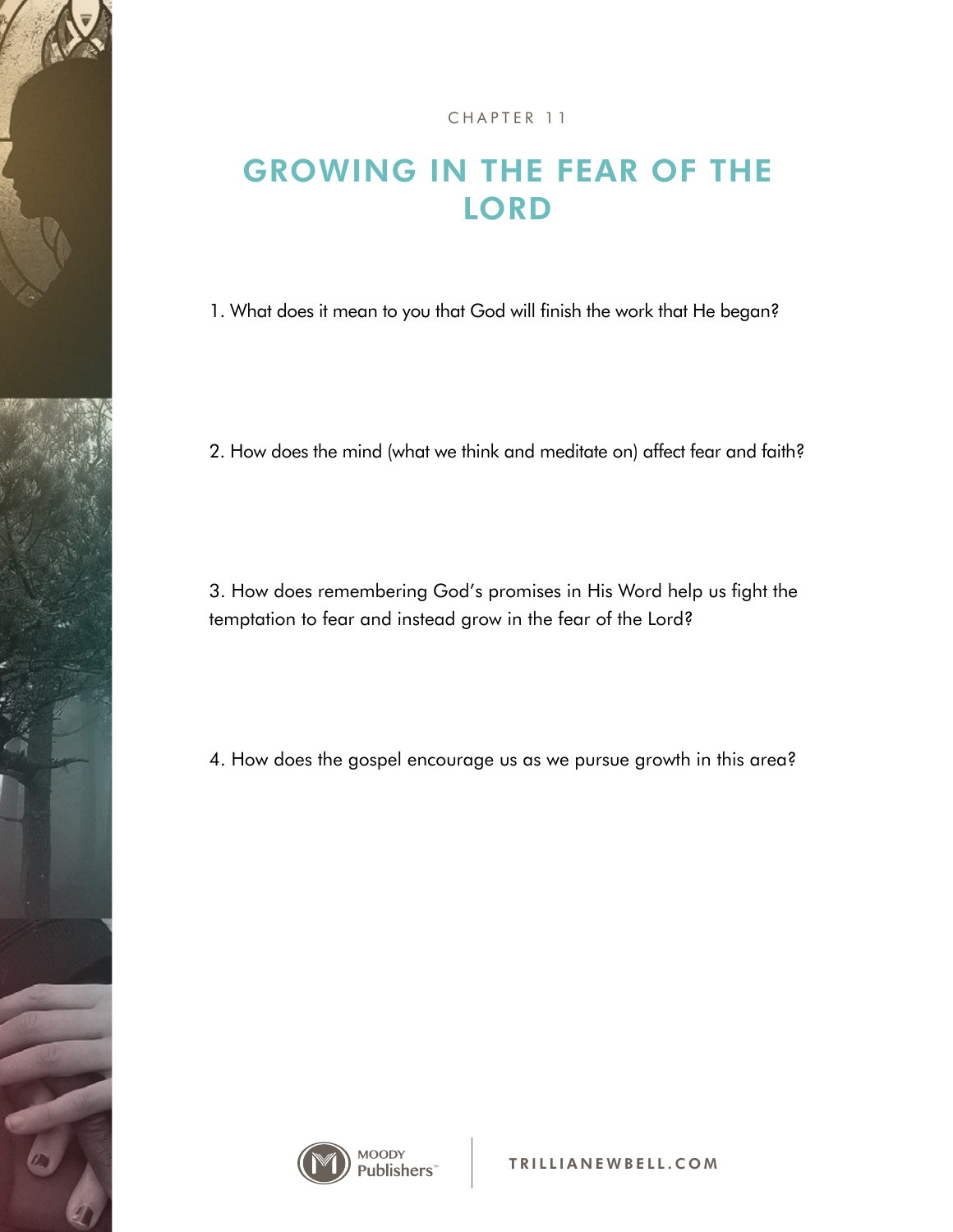CHAPTER 11

# GROWING IN THE FEAR OF THE LORD

1. What does it mean to you that God will finish the work that He began?

2. How does the mind (what we think and meditate on) affect fear and faith?

3. How does remembering God's promises in His Word help us fight the temptation to fear and instead grow in the fear of the Lord?

4. How does the gospel encourage us as we pursue growth in this area?

MOODY Publishers

TRILLIANEWBELL.COM